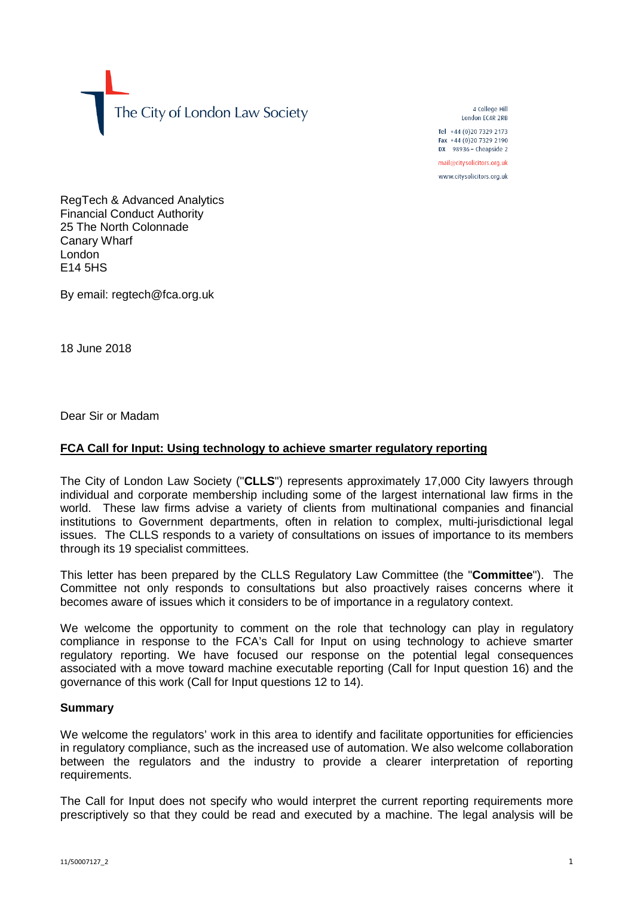The City of London Law Society

4 College Hill
London EC4R 2RB

Tel +44 (0)20 7329 2173
Fax +44 (0)20 7329 2190
DX 98936 – Cheapside 2

mail@citysolicitors.org.uk

www.citysolicitors.org.uk

RegTech & Advanced Analytics
Financial Conduct Authority
25 The North Colonnade
Canary Wharf
London
E14 5HS

By email: regtech@fca.org.uk

18 June 2018

Dear Sir or Madam

**FCA Call for Input: Using technology to achieve smarter regulatory reporting**

The City of London Law Society ("**CLLS**") represents approximately 17,000 City lawyers through individual and corporate membership including some of the largest international law firms in the world. These law firms advise a variety of clients from multinational companies and financial institutions to Government departments, often in relation to complex, multi-jurisdictional legal issues. The CLLS responds to a variety of consultations on issues of importance to its members through its 19 specialist committees.

This letter has been prepared by the CLLS Regulatory Law Committee (the "**Committee**"). The Committee not only responds to consultations but also proactively raises concerns where it becomes aware of issues which it considers to be of importance in a regulatory context.

We welcome the opportunity to comment on the role that technology can play in regulatory compliance in response to the FCA's Call for Input on using technology to achieve smarter regulatory reporting. We have focused our response on the potential legal consequences associated with a move toward machine executable reporting (Call for Input question 16) and the governance of this work (Call for Input questions 12 to 14).

**Summary**

We welcome the regulators' work in this area to identify and facilitate opportunities for efficiencies in regulatory compliance, such as the increased use of automation. We also welcome collaboration between the regulators and the industry to provide a clearer interpretation of reporting requirements.

The Call for Input does not specify who would interpret the current reporting requirements more prescriptively so that they could be read and executed by a machine. The legal analysis will be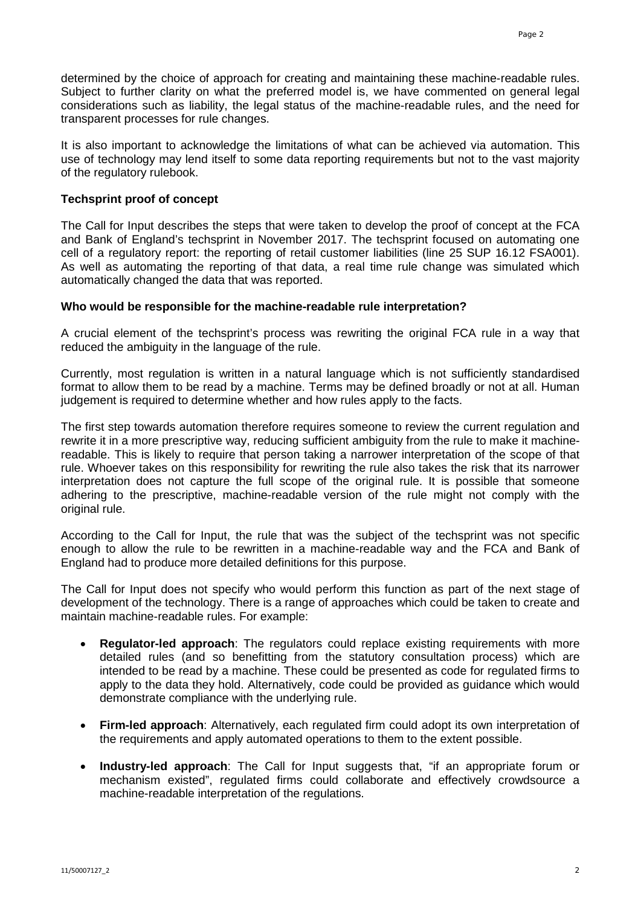determined by the choice of approach for creating and maintaining these machine-readable rules. Subject to further clarity on what the preferred model is, we have commented on general legal considerations such as liability, the legal status of the machine-readable rules, and the need for transparent processes for rule changes.

It is also important to acknowledge the limitations of what can be achieved via automation. This use of technology may lend itself to some data reporting requirements but not to the vast majority of the regulatory rulebook.

**Techsprint proof of concept**

The Call for Input describes the steps that were taken to develop the proof of concept at the FCA and Bank of England's techsprint in November 2017. The techsprint focused on automating one cell of a regulatory report: the reporting of retail customer liabilities (line 25 SUP 16.12 FSA001). As well as automating the reporting of that data, a real time rule change was simulated which automatically changed the data that was reported.

**Who would be responsible for the machine-readable rule interpretation?**

A crucial element of the techsprint's process was rewriting the original FCA rule in a way that reduced the ambiguity in the language of the rule.

Currently, most regulation is written in a natural language which is not sufficiently standardised format to allow them to be read by a machine. Terms may be defined broadly or not at all. Human judgement is required to determine whether and how rules apply to the facts.

The first step towards automation therefore requires someone to review the current regulation and rewrite it in a more prescriptive way, reducing sufficient ambiguity from the rule to make it machine-readable. This is likely to require that person taking a narrower interpretation of the scope of that rule. Whoever takes on this responsibility for rewriting the rule also takes the risk that its narrower interpretation does not capture the full scope of the original rule. It is possible that someone adhering to the prescriptive, machine-readable version of the rule might not comply with the original rule.

According to the Call for Input, the rule that was the subject of the techsprint was not specific enough to allow the rule to be rewritten in a machine-readable way and the FCA and Bank of England had to produce more detailed definitions for this purpose.

The Call for Input does not specify who would perform this function as part of the next stage of development of the technology. There is a range of approaches which could be taken to create and maintain machine-readable rules. For example:

- **Regulator-led approach**: The regulators could replace existing requirements with more detailed rules (and so benefitting from the statutory consultation process) which are intended to be read by a machine. These could be presented as code for regulated firms to apply to the data they hold. Alternatively, code could be provided as guidance which would demonstrate compliance with the underlying rule.
- **Firm-led approach**: Alternatively, each regulated firm could adopt its own interpretation of the requirements and apply automated operations to them to the extent possible.
- **Industry-led approach**: The Call for Input suggests that, "if an appropriate forum or mechanism existed", regulated firms could collaborate and effectively crowdsource a machine-readable interpretation of the regulations.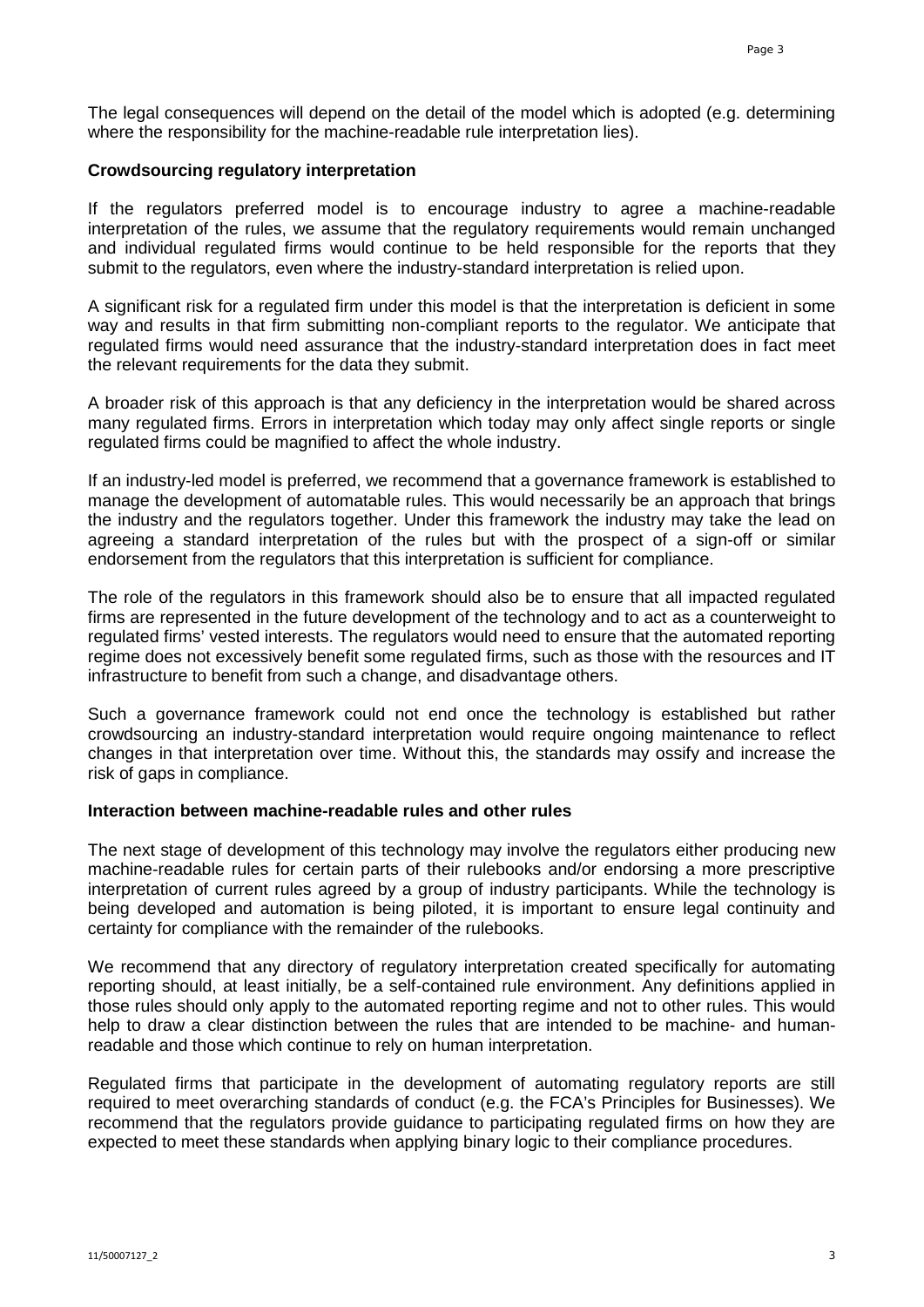The legal consequences will depend on the detail of the model which is adopted (e.g. determining where the responsibility for the machine-readable rule interpretation lies).

**Crowdsourcing regulatory interpretation**

If the regulators preferred model is to encourage industry to agree a machine-readable interpretation of the rules, we assume that the regulatory requirements would remain unchanged and individual regulated firms would continue to be held responsible for the reports that they submit to the regulators, even where the industry-standard interpretation is relied upon.

A significant risk for a regulated firm under this model is that the interpretation is deficient in some way and results in that firm submitting non-compliant reports to the regulator. We anticipate that regulated firms would need assurance that the industry-standard interpretation does in fact meet the relevant requirements for the data they submit.

A broader risk of this approach is that any deficiency in the interpretation would be shared across many regulated firms. Errors in interpretation which today may only affect single reports or single regulated firms could be magnified to affect the whole industry.

If an industry-led model is preferred, we recommend that a governance framework is established to manage the development of automatable rules. This would necessarily be an approach that brings the industry and the regulators together. Under this framework the industry may take the lead on agreeing a standard interpretation of the rules but with the prospect of a sign-off or similar endorsement from the regulators that this interpretation is sufficient for compliance.

The role of the regulators in this framework should also be to ensure that all impacted regulated firms are represented in the future development of the technology and to act as a counterweight to regulated firms' vested interests. The regulators would need to ensure that the automated reporting regime does not excessively benefit some regulated firms, such as those with the resources and IT infrastructure to benefit from such a change, and disadvantage others.

Such a governance framework could not end once the technology is established but rather crowdsourcing an industry-standard interpretation would require ongoing maintenance to reflect changes in that interpretation over time. Without this, the standards may ossify and increase the risk of gaps in compliance.

**Interaction between machine-readable rules and other rules**

The next stage of development of this technology may involve the regulators either producing new machine-readable rules for certain parts of their rulebooks and/or endorsing a more prescriptive interpretation of current rules agreed by a group of industry participants. While the technology is being developed and automation is being piloted, it is important to ensure legal continuity and certainty for compliance with the remainder of the rulebooks.

We recommend that any directory of regulatory interpretation created specifically for automating reporting should, at least initially, be a self-contained rule environment. Any definitions applied in those rules should only apply to the automated reporting regime and not to other rules. This would help to draw a clear distinction between the rules that are intended to be machine- and human-readable and those which continue to rely on human interpretation.

Regulated firms that participate in the development of automating regulatory reports are still required to meet overarching standards of conduct (e.g. the FCA's Principles for Businesses). We recommend that the regulators provide guidance to participating regulated firms on how they are expected to meet these standards when applying binary logic to their compliance procedures.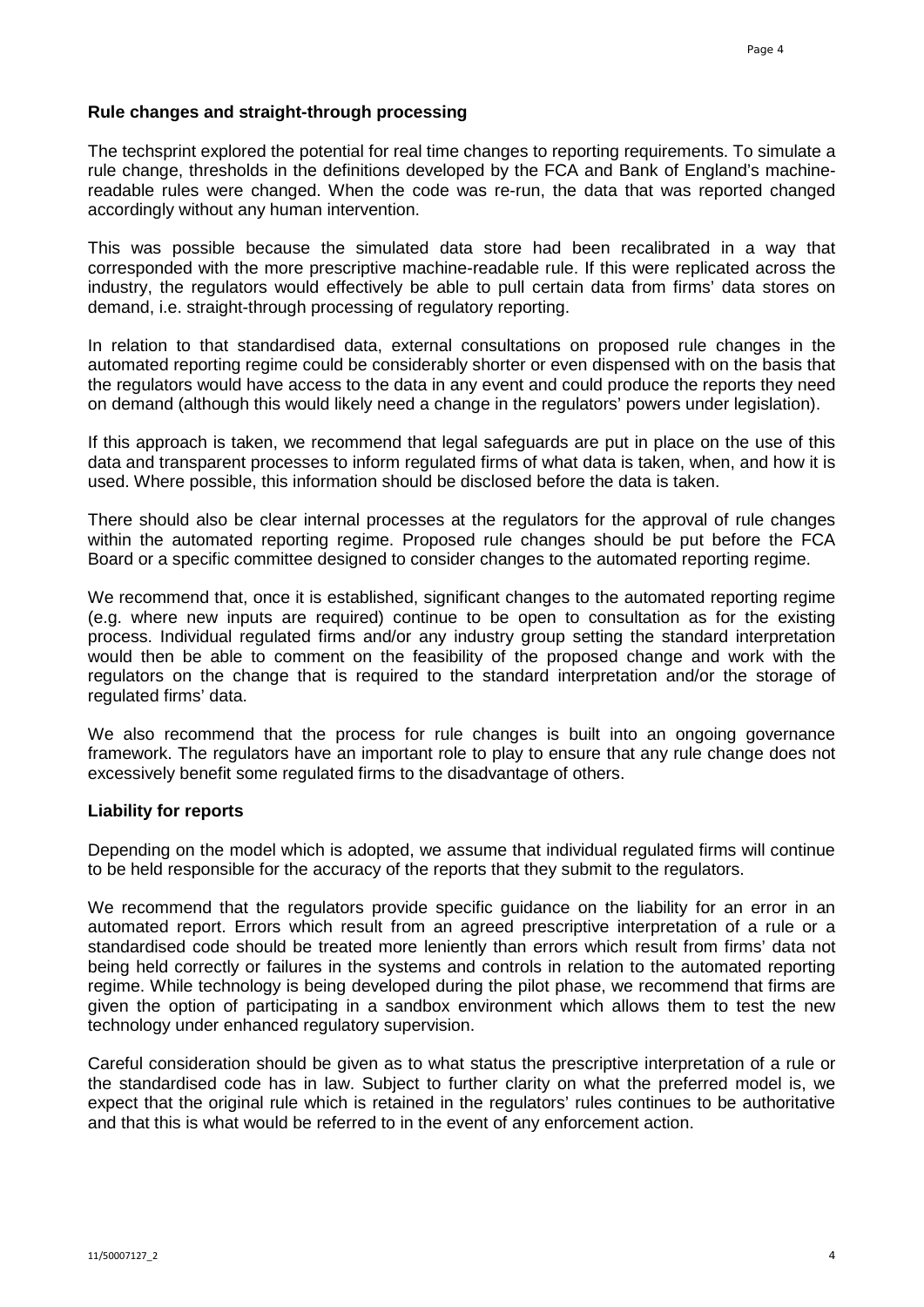**Rule changes and straight-through processing**

The techsprint explored the potential for real time changes to reporting requirements. To simulate a rule change, thresholds in the definitions developed by the FCA and Bank of England's machine-readable rules were changed. When the code was re-run, the data that was reported changed accordingly without any human intervention.

This was possible because the simulated data store had been recalibrated in a way that corresponded with the more prescriptive machine-readable rule. If this were replicated across the industry, the regulators would effectively be able to pull certain data from firms' data stores on demand, i.e. straight-through processing of regulatory reporting.

In relation to that standardised data, external consultations on proposed rule changes in the automated reporting regime could be considerably shorter or even dispensed with on the basis that the regulators would have access to the data in any event and could produce the reports they need on demand (although this would likely need a change in the regulators' powers under legislation).

If this approach is taken, we recommend that legal safeguards are put in place on the use of this data and transparent processes to inform regulated firms of what data is taken, when, and how it is used. Where possible, this information should be disclosed before the data is taken.

There should also be clear internal processes at the regulators for the approval of rule changes within the automated reporting regime. Proposed rule changes should be put before the FCA Board or a specific committee designed to consider changes to the automated reporting regime.

We recommend that, once it is established, significant changes to the automated reporting regime (e.g. where new inputs are required) continue to be open to consultation as for the existing process. Individual regulated firms and/or any industry group setting the standard interpretation would then be able to comment on the feasibility of the proposed change and work with the regulators on the change that is required to the standard interpretation and/or the storage of regulated firms' data.

We also recommend that the process for rule changes is built into an ongoing governance framework. The regulators have an important role to play to ensure that any rule change does not excessively benefit some regulated firms to the disadvantage of others.

**Liability for reports**

Depending on the model which is adopted, we assume that individual regulated firms will continue to be held responsible for the accuracy of the reports that they submit to the regulators.

We recommend that the regulators provide specific guidance on the liability for an error in an automated report. Errors which result from an agreed prescriptive interpretation of a rule or a standardised code should be treated more leniently than errors which result from firms' data not being held correctly or failures in the systems and controls in relation to the automated reporting regime. While technology is being developed during the pilot phase, we recommend that firms are given the option of participating in a sandbox environment which allows them to test the new technology under enhanced regulatory supervision.

Careful consideration should be given as to what status the prescriptive interpretation of a rule or the standardised code has in law. Subject to further clarity on what the preferred model is, we expect that the original rule which is retained in the regulators' rules continues to be authoritative and that this is what would be referred to in the event of any enforcement action.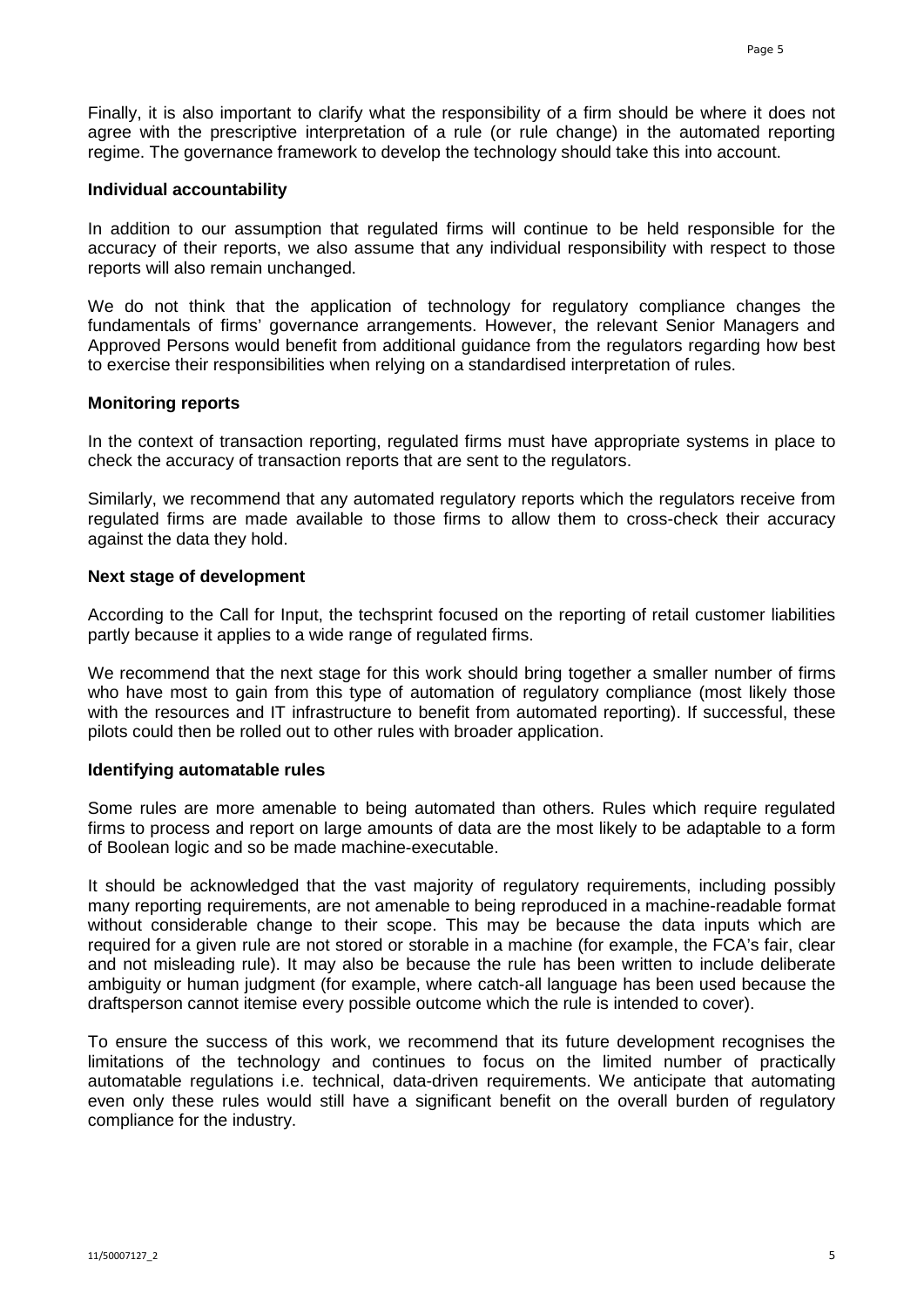Finally, it is also important to clarify what the responsibility of a firm should be where it does not agree with the prescriptive interpretation of a rule (or rule change) in the automated reporting regime. The governance framework to develop the technology should take this into account.

**Individual accountability**

In addition to our assumption that regulated firms will continue to be held responsible for the accuracy of their reports, we also assume that any individual responsibility with respect to those reports will also remain unchanged.

We do not think that the application of technology for regulatory compliance changes the fundamentals of firms' governance arrangements. However, the relevant Senior Managers and Approved Persons would benefit from additional guidance from the regulators regarding how best to exercise their responsibilities when relying on a standardised interpretation of rules.

**Monitoring reports**

In the context of transaction reporting, regulated firms must have appropriate systems in place to check the accuracy of transaction reports that are sent to the regulators.

Similarly, we recommend that any automated regulatory reports which the regulators receive from regulated firms are made available to those firms to allow them to cross-check their accuracy against the data they hold.

**Next stage of development**

According to the Call for Input, the techsprint focused on the reporting of retail customer liabilities partly because it applies to a wide range of regulated firms.

We recommend that the next stage for this work should bring together a smaller number of firms who have most to gain from this type of automation of regulatory compliance (most likely those with the resources and IT infrastructure to benefit from automated reporting). If successful, these pilots could then be rolled out to other rules with broader application.

**Identifying automatable rules**

Some rules are more amenable to being automated than others. Rules which require regulated firms to process and report on large amounts of data are the most likely to be adaptable to a form of Boolean logic and so be made machine-executable.

It should be acknowledged that the vast majority of regulatory requirements, including possibly many reporting requirements, are not amenable to being reproduced in a machine-readable format without considerable change to their scope. This may be because the data inputs which are required for a given rule are not stored or storable in a machine (for example, the FCA's fair, clear and not misleading rule). It may also be because the rule has been written to include deliberate ambiguity or human judgment (for example, where catch-all language has been used because the draftsperson cannot itemise every possible outcome which the rule is intended to cover).

To ensure the success of this work, we recommend that its future development recognises the limitations of the technology and continues to focus on the limited number of practically automatable regulations i.e. technical, data-driven requirements. We anticipate that automating even only these rules would still have a significant benefit on the overall burden of regulatory compliance for the industry.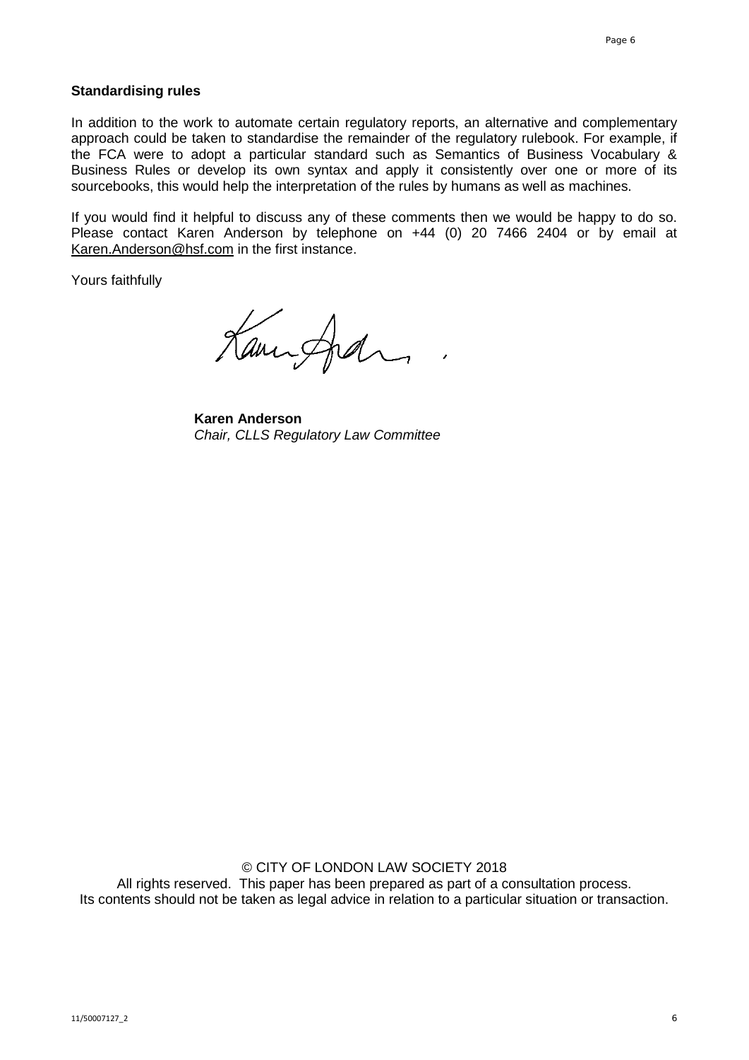**Standardising rules**

In addition to the work to automate certain regulatory reports, an alternative and complementary approach could be taken to standardise the remainder of the regulatory rulebook. For example, if the FCA were to adopt a particular standard such as Semantics of Business Vocabulary & Business Rules or develop its own syntax and apply it consistently over one or more of its sourcebooks, this would help the interpretation of the rules by humans as well as machines.

If you would find it helpful to discuss any of these comments then we would be happy to do so. Please contact Karen Anderson by telephone on +44 (0) 20 7466 2404 or by email at Karen.Anderson@hsf.com in the first instance.

Yours faithfully

**Karen Anderson**
*Chair, CLLS Regulatory Law Committee*

© CITY OF LONDON LAW SOCIETY 2018
All rights reserved. This paper has been prepared as part of a consultation process.
Its contents should not be taken as legal advice in relation to a particular situation or transaction.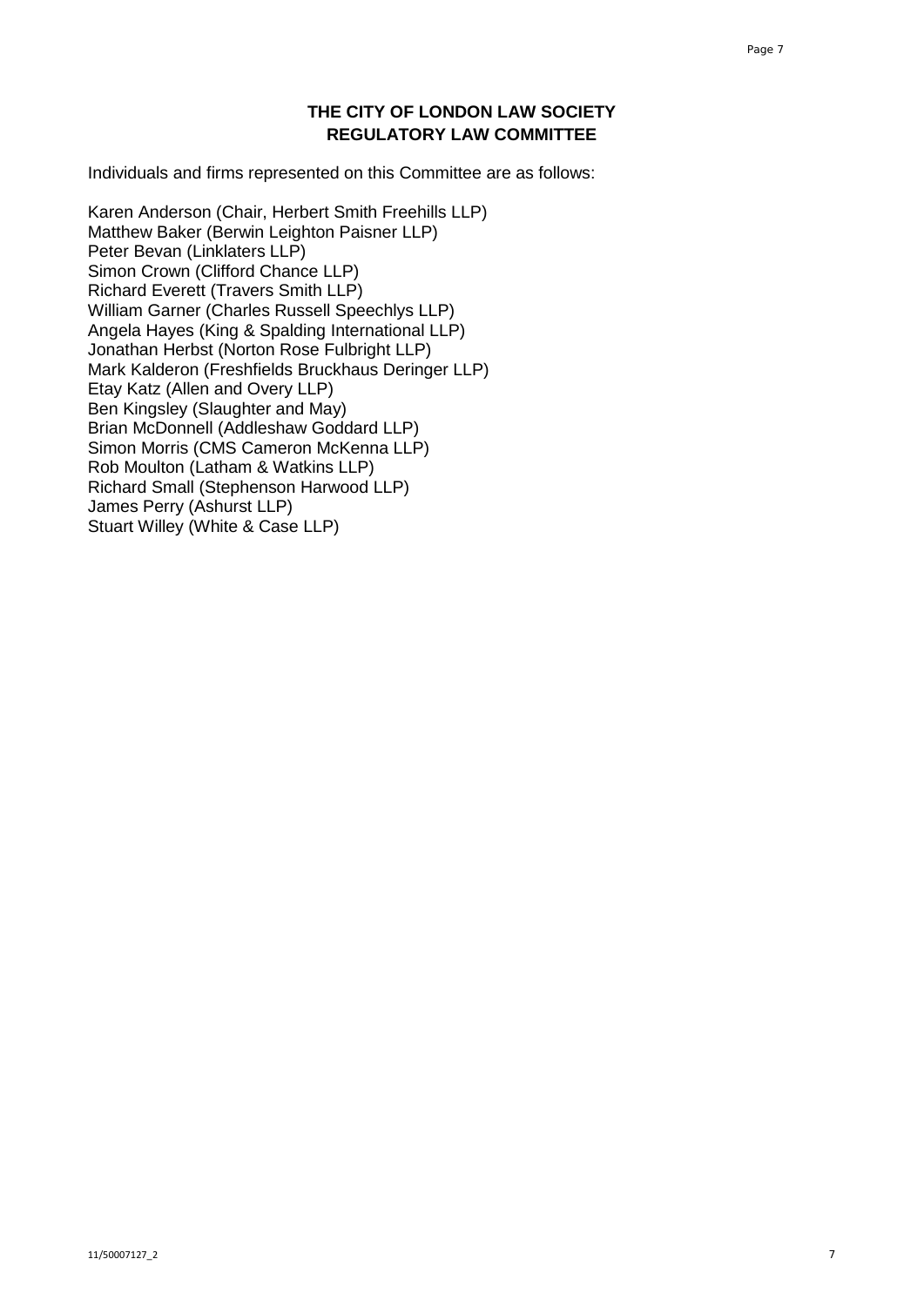**THE CITY OF LONDON LAW SOCIETY**
**REGULATORY LAW COMMITTEE**

Individuals and firms represented on this Committee are as follows:

Karen Anderson (Chair, Herbert Smith Freehills LLP)
Matthew Baker (Berwin Leighton Paisner LLP)
Peter Bevan (Linklaters LLP)
Simon Crown (Clifford Chance LLP)
Richard Everett (Travers Smith LLP)
William Garner (Charles Russell Speechlys LLP)
Angela Hayes (King & Spalding International LLP)
Jonathan Herbst (Norton Rose Fulbright LLP)
Mark Kalderon (Freshfields Bruckhaus Deringer LLP)
Etay Katz (Allen and Overy LLP)
Ben Kingsley (Slaughter and May)
Brian McDonnell (Addleshaw Goddard LLP)
Simon Morris (CMS Cameron McKenna LLP)
Rob Moulton (Latham & Watkins LLP)
Richard Small (Stephenson Harwood LLP)
James Perry (Ashurst LLP)
Stuart Willey (White & Case LLP)